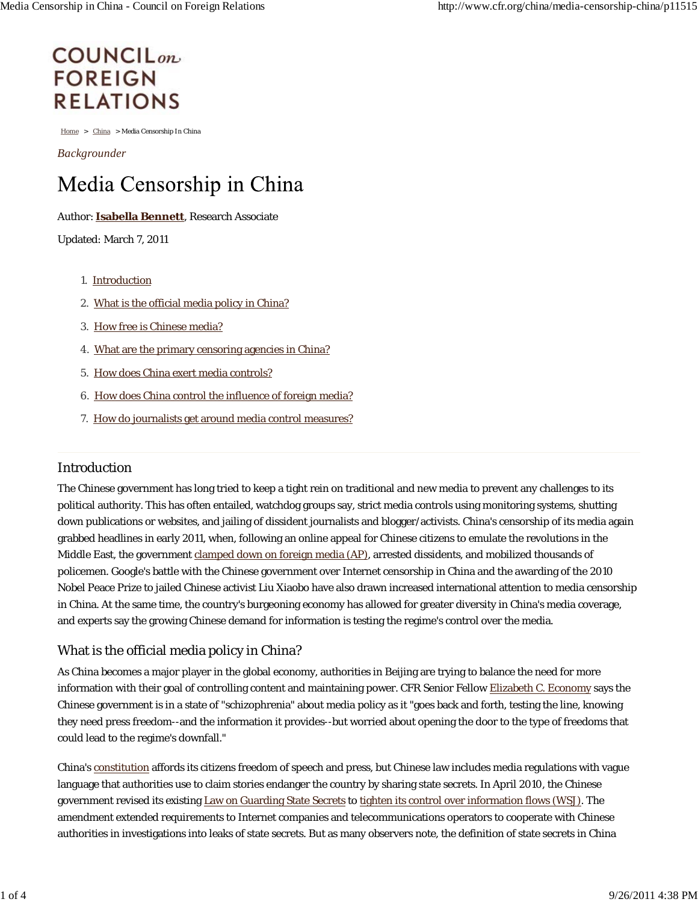# COUNCIL on FOREIGN RELATIONS

Home > China > Media Censorship In China

*Backgrounder*

# Media Censorship in China

Author: **Isabella Bennett**, Research Associate

Updated: March 7, 2011

1. Introduction
2. What is the official media policy in China?
3. How free is Chinese media?
4. What are the primary censoring agencies in China?
5. How does China exert media controls?
6. How does China control the influence of foreign media?
7. How do journalists get around media control measures?

## Introduction

The Chinese government has long tried to keep a tight rein on traditional and new media to prevent any challenges to its political authority. This has often entailed, watchdog groups say, strict media controls using monitoring systems, shutting down publications or websites, and jailing of dissident journalists and blogger/activists. China's censorship of its media again grabbed headlines in early 2011, when, following an online appeal for Chinese citizens to emulate the revolutions in the Middle East, the government clamped down on foreign media (AP), arrested dissidents, and mobilized thousands of policemen. Google's battle with the Chinese government over Internet censorship in China and the awarding of the 2010 Nobel Peace Prize to jailed Chinese activist Liu Xiaobo have also drawn increased international attention to media censorship in China. At the same time, the country's burgeoning economy has allowed for greater diversity in China's media coverage, and experts say the growing Chinese demand for information is testing the regime's control over the media.

## What is the official media policy in China?

As China becomes a major player in the global economy, authorities in Beijing are trying to balance the need for more information with their goal of controlling content and maintaining power. CFR Senior Fellow Elizabeth C. Economy says the Chinese government is in a state of "schizophrenia" about media policy as it "goes back and forth, testing the line, knowing they need press freedom--and the information it provides--but worried about opening the door to the type of freedoms that could lead to the regime's downfall."

China's constitution affords its citizens freedom of speech and press, but Chinese law includes media regulations with vague language that authorities use to claim stories endanger the country by sharing state secrets. In April 2010, the Chinese government revised its existing Law on Guarding State Secrets to tighten its control over information flows (WSJ). The amendment extended requirements to Internet companies and telecommunications operators to cooperate with Chinese authorities in investigations into leaks of state secrets. But as many observers note, the definition of state secrets in China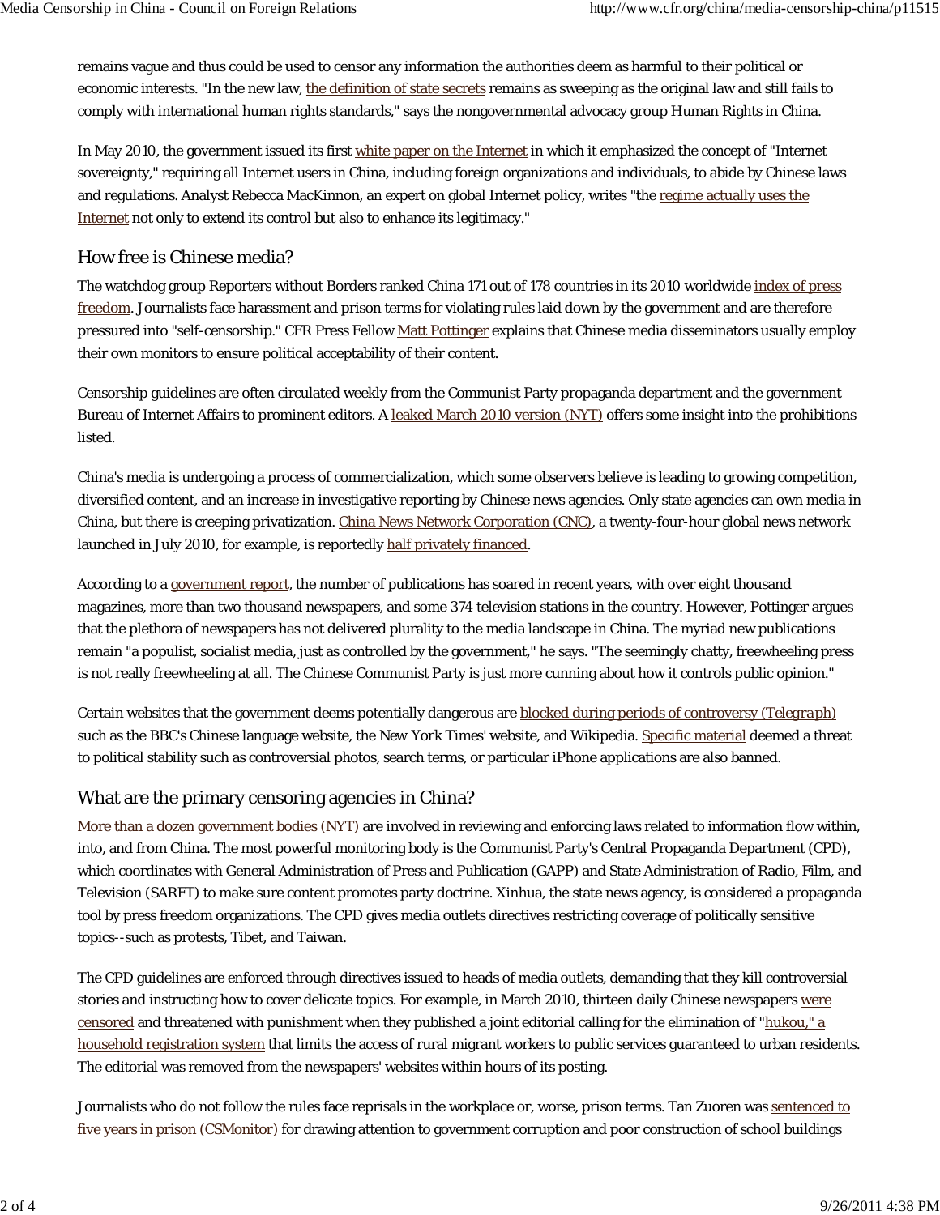remains vague and thus could be used to censor any information the authorities deem as harmful to their political or economic interests. "In the new law, the definition of state secrets remains as sweeping as the original law and still fails to comply with international human rights standards," says the nongovernmental advocacy group Human Rights in China.

In May 2010, the government issued its first white paper on the Internet in which it emphasized the concept of "Internet sovereignty," requiring all Internet users in China, including foreign organizations and individuals, to abide by Chinese laws and regulations. Analyst Rebecca MacKinnon, an expert on global Internet policy, writes "the regime actually uses the Internet not only to extend its control but also to enhance its legitimacy."

## How free is Chinese media?

The watchdog group Reporters without Borders ranked China 171 out of 178 countries in its 2010 worldwide index of press freedom. Journalists face harassment and prison terms for violating rules laid down by the government and are therefore pressured into "self-censorship." CFR Press Fellow Matt Pottinger explains that Chinese media disseminators usually employ their own monitors to ensure political acceptability of their content.

Censorship guidelines are often circulated weekly from the Communist Party propaganda department and the government Bureau of Internet Affairs to prominent editors. A leaked March 2010 version (NYT) offers some insight into the prohibitions listed.

China's media is undergoing a process of commercialization, which some observers believe is leading to growing competition, diversified content, and an increase in investigative reporting by Chinese news agencies. Only state agencies can own media in China, but there is creeping privatization. China News Network Corporation (CNC), a twenty-four-hour global news network launched in July 2010, for example, is reportedly half privately financed.

According to a government report, the number of publications has soared in recent years, with over eight thousand magazines, more than two thousand newspapers, and some 374 television stations in the country. However, Pottinger argues that the plethora of newspapers has not delivered plurality to the media landscape in China. The myriad new publications remain "a populist, socialist media, just as controlled by the government," he says. "The seemingly chatty, freewheeling press is not really freewheeling at all. The Chinese Communist Party is just more cunning about how it controls public opinion."

Certain websites that the government deems potentially dangerous are blocked during periods of controversy (*Telegraph*) such as the BBC's Chinese language website, the New York Times' website, and Wikipedia. Specific material deemed a threat to political stability such as controversial photos, search terms, or particular iPhone applications are also banned.

## What are the primary censoring agencies in China?

More than a dozen government bodies (NYT) are involved in reviewing and enforcing laws related to information flow within, into, and from China. The most powerful monitoring body is the Communist Party's Central Propaganda Department (CPD), which coordinates with General Administration of Press and Publication (GAPP) and State Administration of Radio, Film, and Television (SARFT) to make sure content promotes party doctrine. Xinhua, the state news agency, is considered a propaganda tool by press freedom organizations. The CPD gives media outlets directives restricting coverage of politically sensitive topics--such as protests, Tibet, and Taiwan.

The CPD guidelines are enforced through directives issued to heads of media outlets, demanding that they kill controversial stories and instructing how to cover delicate topics. For example, in March 2010, thirteen daily Chinese newspapers were censored and threatened with punishment when they published a joint editorial calling for the elimination of "hukou," a household registration system that limits the access of rural migrant workers to public services guaranteed to urban residents. The editorial was removed from the newspapers' websites within hours of its posting.

Journalists who do not follow the rules face reprisals in the workplace or, worse, prison terms. Tan Zuoren was sentenced to five years in prison (CSMonitor) for drawing attention to government corruption and poor construction of school buildings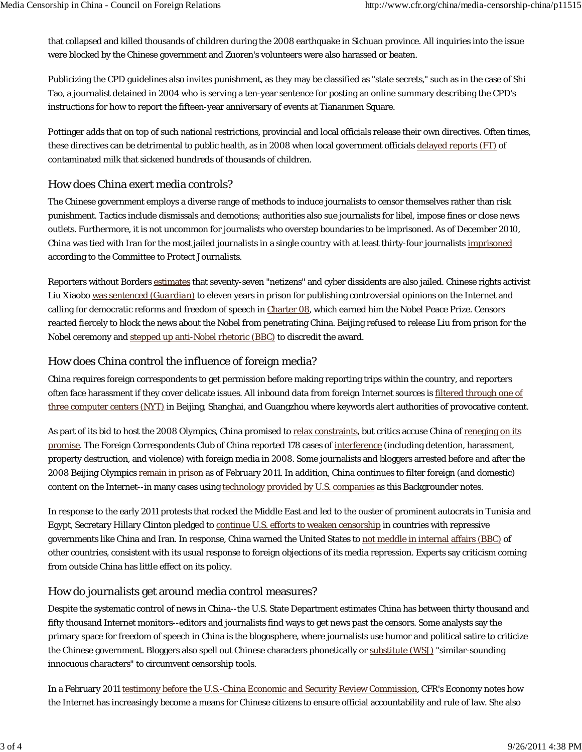that collapsed and killed thousands of children during the 2008 earthquake in Sichuan province. All inquiries into the issue were blocked by the Chinese government and Zuoren's volunteers were also harassed or beaten.

Publicizing the CPD guidelines also invites punishment, as they may be classified as "state secrets," such as in the case of Shi Tao, a journalist detained in 2004 who is serving a ten-year sentence for posting an online summary describing the CPD's instructions for how to report the fifteen-year anniversary of events at Tiananmen Square.

Pottinger adds that on top of such national restrictions, provincial and local officials release their own directives. Often times, these directives can be detrimental to public health, as in 2008 when local government officials delayed reports (FT) of contaminated milk that sickened hundreds of thousands of children.

## How does China exert media controls?

The Chinese government employs a diverse range of methods to induce journalists to censor themselves rather than risk punishment. Tactics include dismissals and demotions; authorities also sue journalists for libel, impose fines or close news outlets. Furthermore, it is not uncommon for journalists who overstep boundaries to be imprisoned. As of December 2010, China was tied with Iran for the most jailed journalists in a single country with at least thirty-four journalists imprisoned according to the Committee to Protect Journalists.

Reporters without Borders estimates that seventy-seven "netizens" and cyber dissidents are also jailed. Chinese rights activist Liu Xiaobo was sentenced (*Guardian*) to eleven years in prison for publishing controversial opinions on the Internet and calling for democratic reforms and freedom of speech in Charter 08, which earned him the Nobel Peace Prize. Censors reacted fiercely to block the news about the Nobel from penetrating China. Beijing refused to release Liu from prison for the Nobel ceremony and stepped up anti-Nobel rhetoric (BBC) to discredit the award.

## How does China control the influence of foreign media?

China requires foreign correspondents to get permission before making reporting trips within the country, and reporters often face harassment if they cover delicate issues. All inbound data from foreign Internet sources is filtered through one of three computer centers (NYT) in Beijing, Shanghai, and Guangzhou where keywords alert authorities of provocative content.

As part of its bid to host the 2008 Olympics, China promised to relax constraints, but critics accuse China of reneging on its promise. The Foreign Correspondents Club of China reported 178 cases of interference (including detention, harassment, property destruction, and violence) with foreign media in 2008. Some journalists and bloggers arrested before and after the 2008 Beijing Olympics remain in prison as of February 2011. In addition, China continues to filter foreign (and domestic) content on the Internet--in many cases using technology provided by U.S. companies as this Backgrounder notes.

In response to the early 2011 protests that rocked the Middle East and led to the ouster of prominent autocrats in Tunisia and Egypt, Secretary Hillary Clinton pledged to continue U.S. efforts to weaken censorship in countries with repressive governments like China and Iran. In response, China warned the United States to not meddle in internal affairs (BBC) of other countries, consistent with its usual response to foreign objections of its media repression. Experts say criticism coming from outside China has little effect on its policy.

## How do journalists get around media control measures?

Despite the systematic control of news in China--the U.S. State Department estimates China has between thirty thousand and fifty thousand Internet monitors--editors and journalists find ways to get news past the censors. Some analysts say the primary space for freedom of speech in China is the blogosphere, where journalists use humor and political satire to criticize the Chinese government. Bloggers also spell out Chinese characters phonetically or substitute (WSJ) "similar-sounding innocuous characters" to circumvent censorship tools.

In a February 2011 testimony before the U.S.-China Economic and Security Review Commission, CFR's Economy notes how the Internet has increasingly become a means for Chinese citizens to ensure official accountability and rule of law. She also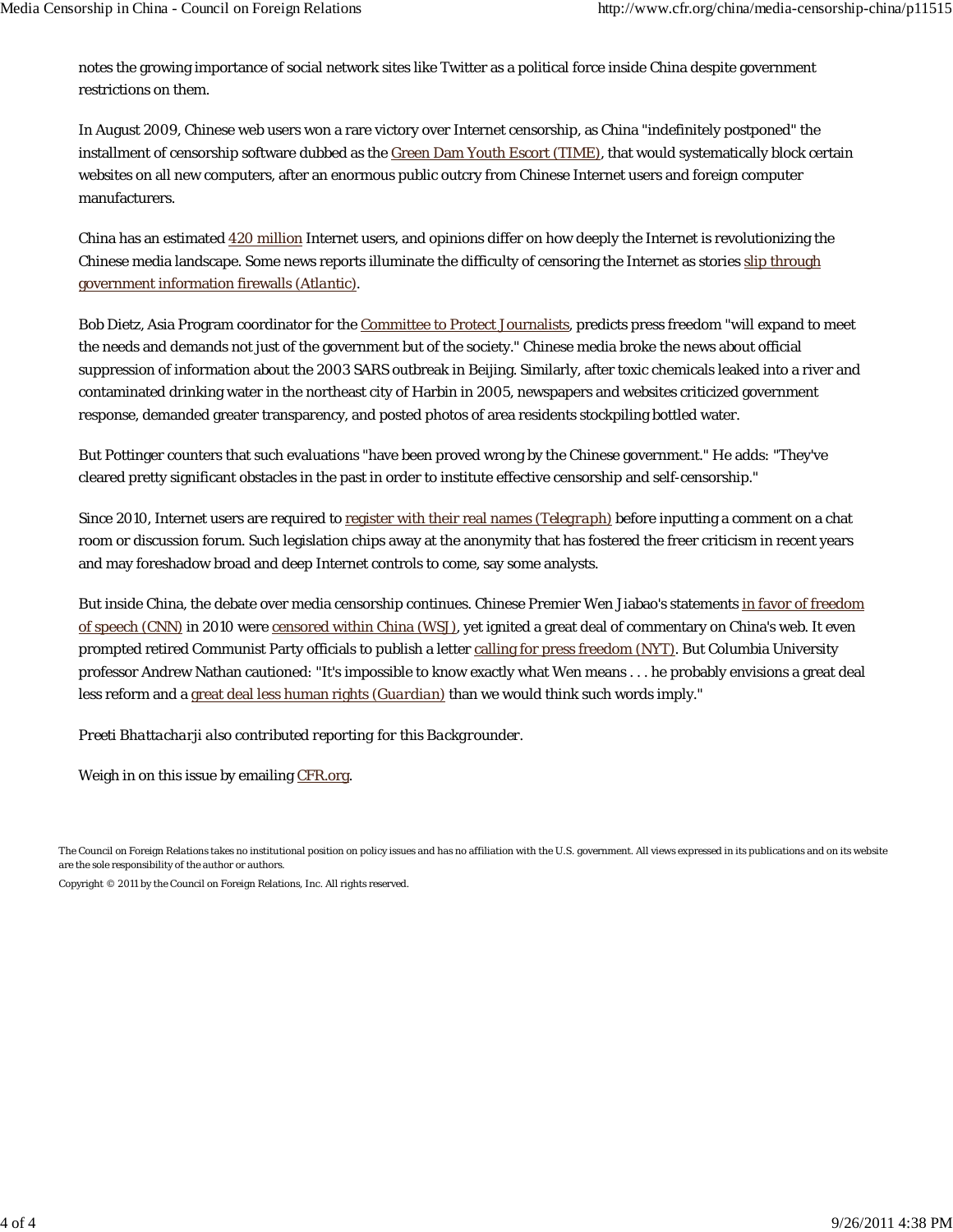notes the growing importance of social network sites like Twitter as a political force inside China despite government restrictions on them.

In August 2009, Chinese web users won a rare victory over Internet censorship, as China "indefinitely postponed" the installment of censorship software dubbed as the Green Dam Youth Escort (TIME), that would systematically block certain websites on all new computers, after an enormous public outcry from Chinese Internet users and foreign computer manufacturers.

China has an estimated 420 million Internet users, and opinions differ on how deeply the Internet is revolutionizing the Chinese media landscape. Some news reports illuminate the difficulty of censoring the Internet as stories slip through government information firewalls (*Atlantic*).

Bob Dietz, Asia Program coordinator for the Committee to Protect Journalists, predicts press freedom "will expand to meet the needs and demands not just of the government but of the society." Chinese media broke the news about official suppression of information about the 2003 SARS outbreak in Beijing. Similarly, after toxic chemicals leaked into a river and contaminated drinking water in the northeast city of Harbin in 2005, newspapers and websites criticized government response, demanded greater transparency, and posted photos of area residents stockpiling bottled water.

But Pottinger counters that such evaluations "have been proved wrong by the Chinese government." He adds: "They've cleared pretty significant obstacles in the past in order to institute effective censorship and self-censorship."

Since 2010, Internet users are required to register with their real names (*Telegraph*) before inputting a comment on a chat room or discussion forum. Such legislation chips away at the anonymity that has fostered the freer criticism in recent years and may foreshadow broad and deep Internet controls to come, say some analysts.

But inside China, the debate over media censorship continues. Chinese Premier Wen Jiabao's statements in favor of freedom of speech (CNN) in 2010 were censored within China (WSJ), yet ignited a great deal of commentary on China's web. It even prompted retired Communist Party officials to publish a letter calling for press freedom (NYT). But Columbia University professor Andrew Nathan cautioned: "It's impossible to know exactly what Wen means . . . he probably envisions a great deal less reform and a great deal less human rights (*Guardian*) than we would think such words imply."

*Preeti Bhattacharji also contributed reporting for this Backgrounder.*

Weigh in on this issue by emailing CFR.org.

The Council on Foreign Relations takes no institutional position on policy issues and has no affiliation with the U.S. government. All views expressed in its publications and on its website are the sole responsibility of the author or authors.

Copyright © 2011 by the Council on Foreign Relations, Inc. All rights reserved.